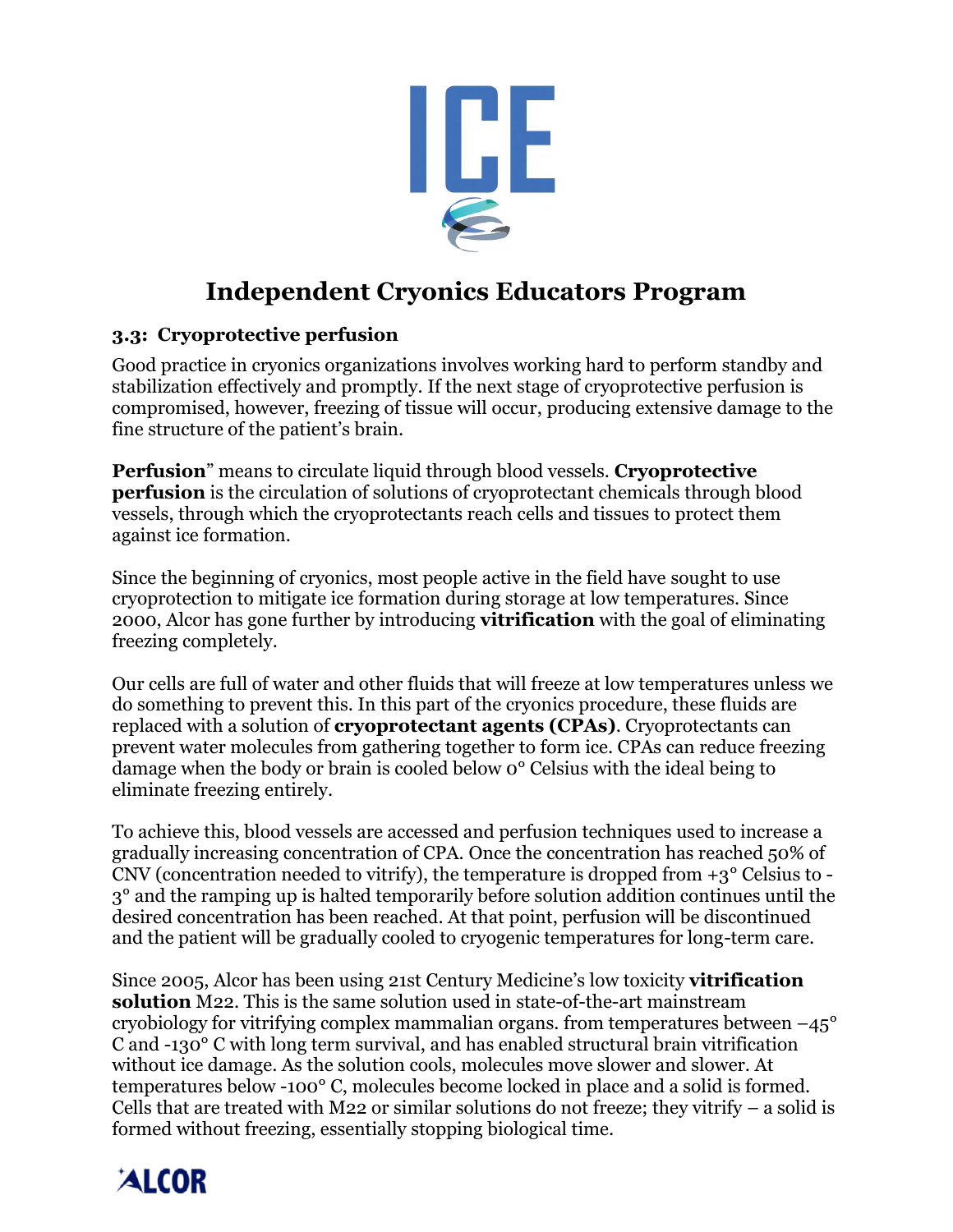# Independent Cryonics Educators Program

## 3.3: Cryoprotective perfusion

Good practice in cryonics organizations involves working hard to perform standby and stabilization effectively and promptly. If the next stage of cryoprotective perfusion is compromised, however, freezing of tissue will occur, producing extensive damage to the fine structure of the patient's brain.

**Perfusion**" means to circulate liquid through blood vessels. **Cryoprotective perfusion** is the circulation of solutions of cryoprotectant chemicals through blood vessels, through which the cryoprotectants reach cells and tissues to protect them against ice formation.

Since the beginning of cryonics, most people active in the field have sought to use cryoprotection to mitigate ice formation during storage at low temperatures. Since 2000, Alcor has gone further by introducing **vitrification** with the goal of eliminating freezing completely.

Our cells are full of water and other fluids that will freeze at low temperatures unless we do something to prevent this. In this part of the cryonics procedure, these fluids are replaced with a solution of **cryoprotectant agents (CPAs)**. Cryoprotectants can prevent water molecules from gathering together to form ice. CPAs can reduce freezing damage when the body or brain is cooled below 0° Celsius with the ideal being to eliminate freezing entirely.

To achieve this, blood vessels are accessed and perfusion techniques used to increase a gradually increasing concentration of CPA. Once the concentration has reached 50% of CNV (concentration needed to vitrify), the temperature is dropped from +3° Celsius to -3° and the ramping up is halted temporarily before solution addition continues until the desired concentration has been reached. At that point, perfusion will be discontinued and the patient will be gradually cooled to cryogenic temperatures for long-term care.

Since 2005, Alcor has been using 21st Century Medicine's low toxicity **vitrification solution** M22. This is the same solution used in state-of-the-art mainstream cryobiology for vitrifying complex mammalian organs. from temperatures between –45° C and -130° C with long term survival, and has enabled structural brain vitrification without ice damage. As the solution cools, molecules move slower and slower. At temperatures below -100° C, molecules become locked in place and a solid is formed. Cells that are treated with M22 or similar solutions do not freeze; they vitrify – a solid is formed without freezing, essentially stopping biological time.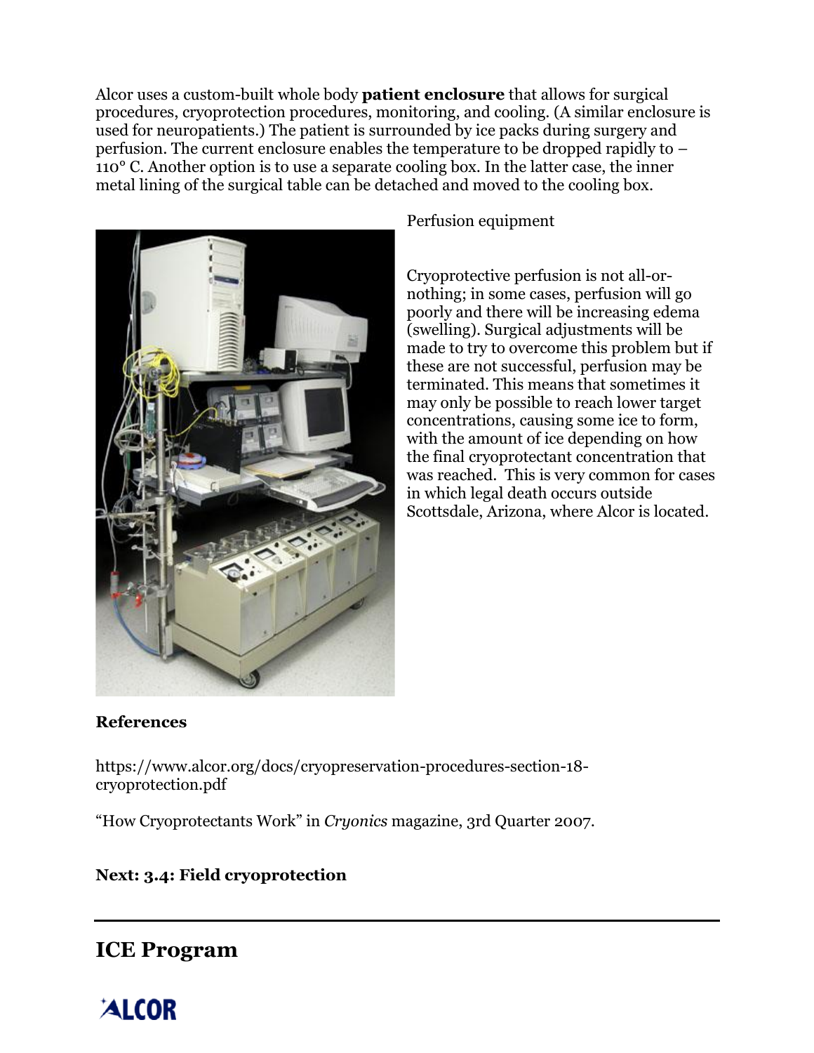Alcor uses a custom-built whole body **patient enclosure** that allows for surgical procedures, cryoprotection procedures, monitoring, and cooling. (A similar enclosure is used for neuropatients.) The patient is surrounded by ice packs during surgery and perfusion. The current enclosure enables the temperature to be dropped rapidly to –110° C. Another option is to use a separate cooling box. In the latter case, the inner metal lining of the surgical table can be detached and moved to the cooling box.

Perfusion equipment

Cryoprotective perfusion is not all-or-nothing; in some cases, perfusion will go poorly and there will be increasing edema (swelling). Surgical adjustments will be made to try to overcome this problem but if these are not successful, perfusion may be terminated. This means that sometimes it may only be possible to reach lower target concentrations, causing some ice to form, with the amount of ice depending on how the final cryoprotectant concentration that was reached. This is very common for cases in which legal death occurs outside Scottsdale, Arizona, where Alcor is located.

**References**

https://www.alcor.org/docs/cryopreservation-procedures-section-18-cryoprotection.pdf

"How Cryoprotectants Work" in *Cryonics* magazine, 3rd Quarter 2007.

**Next: 3.4: Field cryoprotection**

---

## ICE Program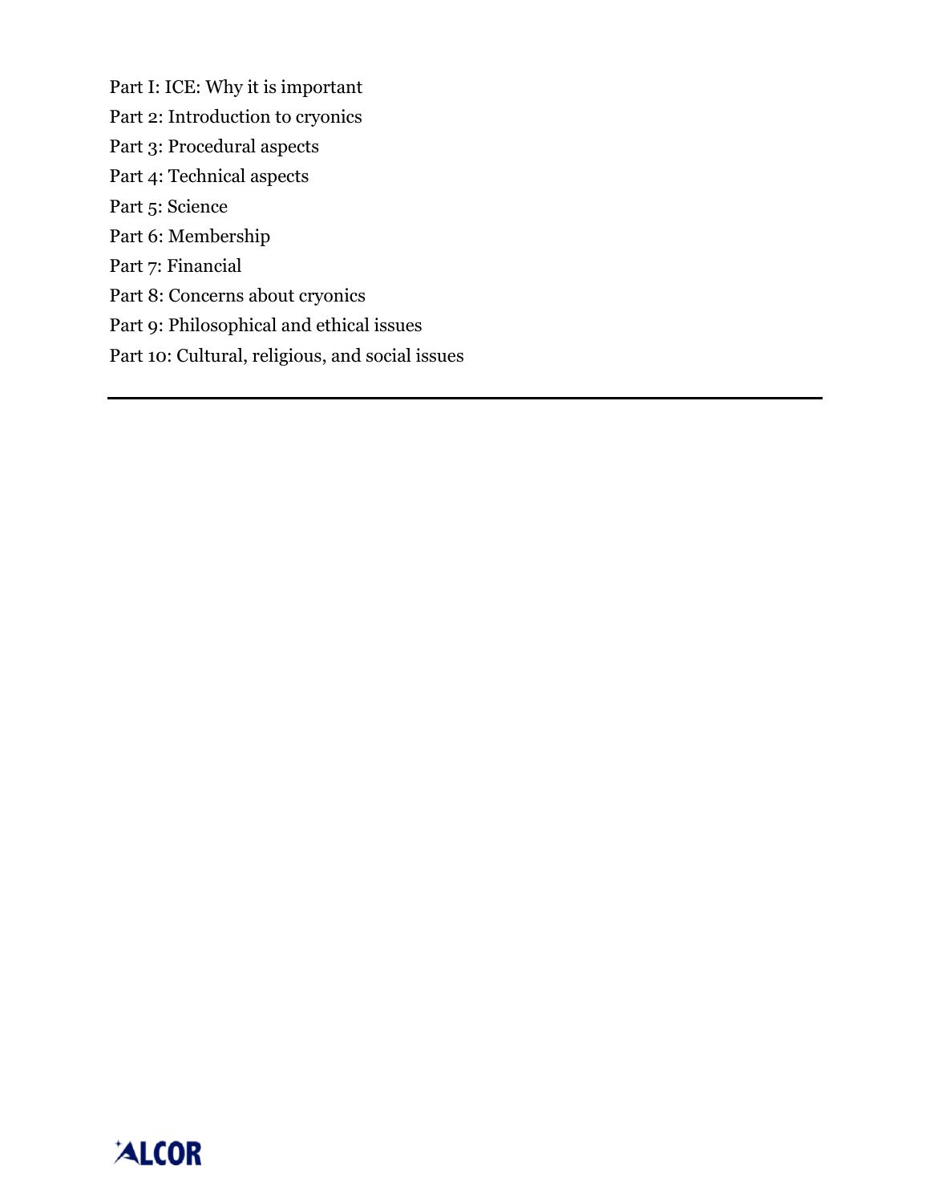Part I: ICE: Why it is important

Part 2: Introduction to cryonics

Part 3: Procedural aspects

Part 4: Technical aspects

Part 5: Science

Part 6: Membership

Part 7: Financial

Part 8: Concerns about cryonics

Part 9: Philosophical and ethical issues

Part 10: Cultural, religious, and social issues

---